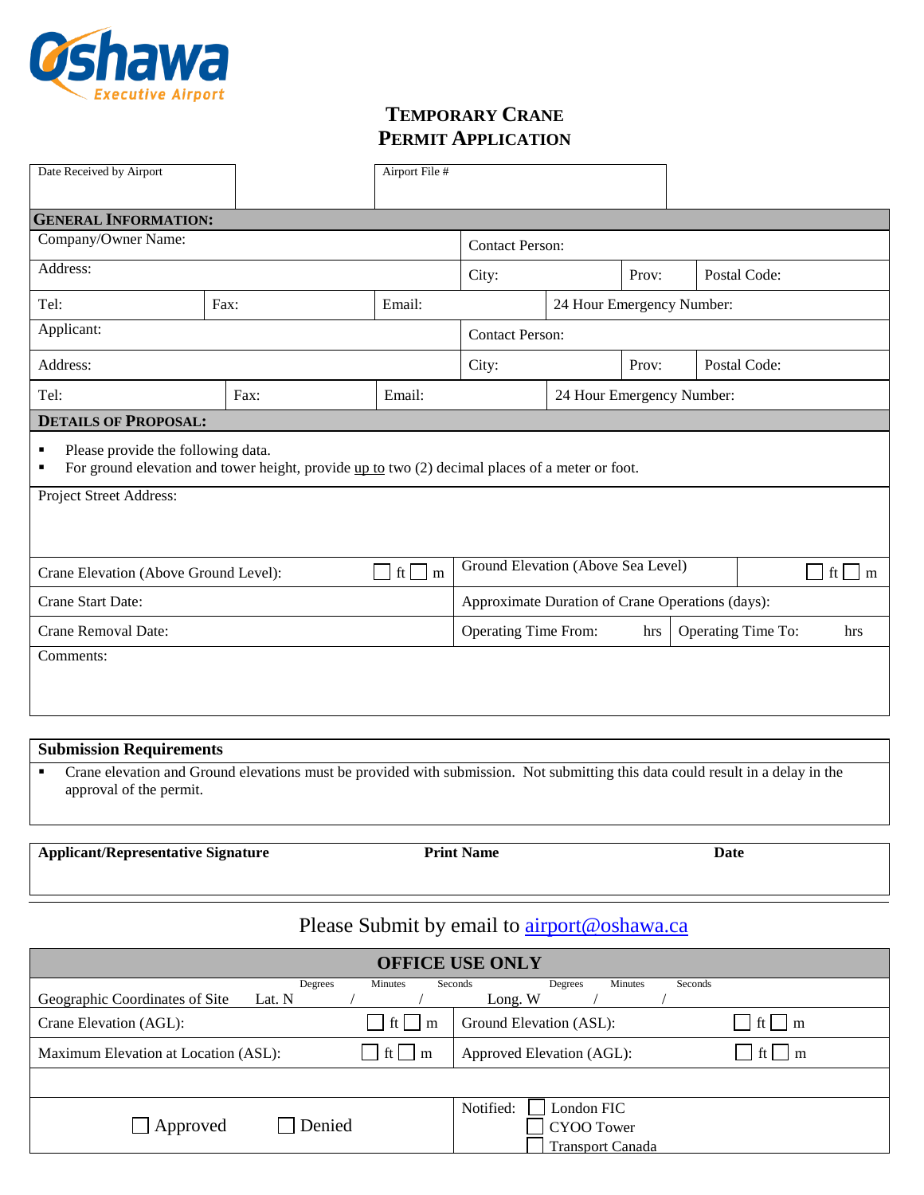Oshawa Executive Airport

# TEMPORARY CRANE PERMIT APPLICATION

| Date Received by Airport | Airport File # |
|---|---|
| | |

## GENERAL INFORMATION:

| | | | | |
|---|---|---|---|---|
| Company/Owner Name: | | | Contact Person: | |
| Address: | | | City: | Prov: | Postal Code: |
| Tel: | Fax: | Email: | 24 Hour Emergency Number: | |
| Applicant: | | | Contact Person: | |
| Address: | | | City: | Prov: | Postal Code: |
| Tel: | Fax: | Email: | 24 Hour Emergency Number: | |

## DETAILS OF PROPOSAL:

- Please provide the following data.
- For ground elevation and tower height, provide up to two (2) decimal places of a meter or foot.

| | |
|---|---|
| Project Street Address: | |
| Crane Elevation (Above Ground Level): ☐ ft ☐ m | Ground Elevation (Above Sea Level) ☐ ft ☐ m |
| Crane Start Date: | Approximate Duration of Crane Operations (days): |
| Crane Removal Date: | Operating Time From: hrs / Operating Time To: hrs |
| Comments: | |

**Submission Requirements**

- Crane elevation and Ground elevations must be provided with submission. Not submitting this data could result in a delay in the approval of the permit.

| Applicant/Representative Signature | Print Name | Date |
|---|---|---|
| | | |

Please Submit by email to airport@oshawa.ca

## OFFICE USE ONLY

| | |
|---|---|
| Geographic Coordinates of Site Lat. N ___ / ___ / ___ (Degrees / Minutes / Seconds) | Long. W ___ / ___ / ___ (Degrees / Minutes / Seconds) |
| Crane Elevation (AGL): ☐ ft ☐ m | Ground Elevation (ASL): ☐ ft ☐ m |
| Maximum Elevation at Location (ASL): ☐ ft ☐ m | Approved Elevation (AGL): ☐ ft ☐ m |
| | |
| ☐ Approved ☐ Denied | Notified: ☐ London FIC ☐ CYOO Tower ☐ Transport Canada |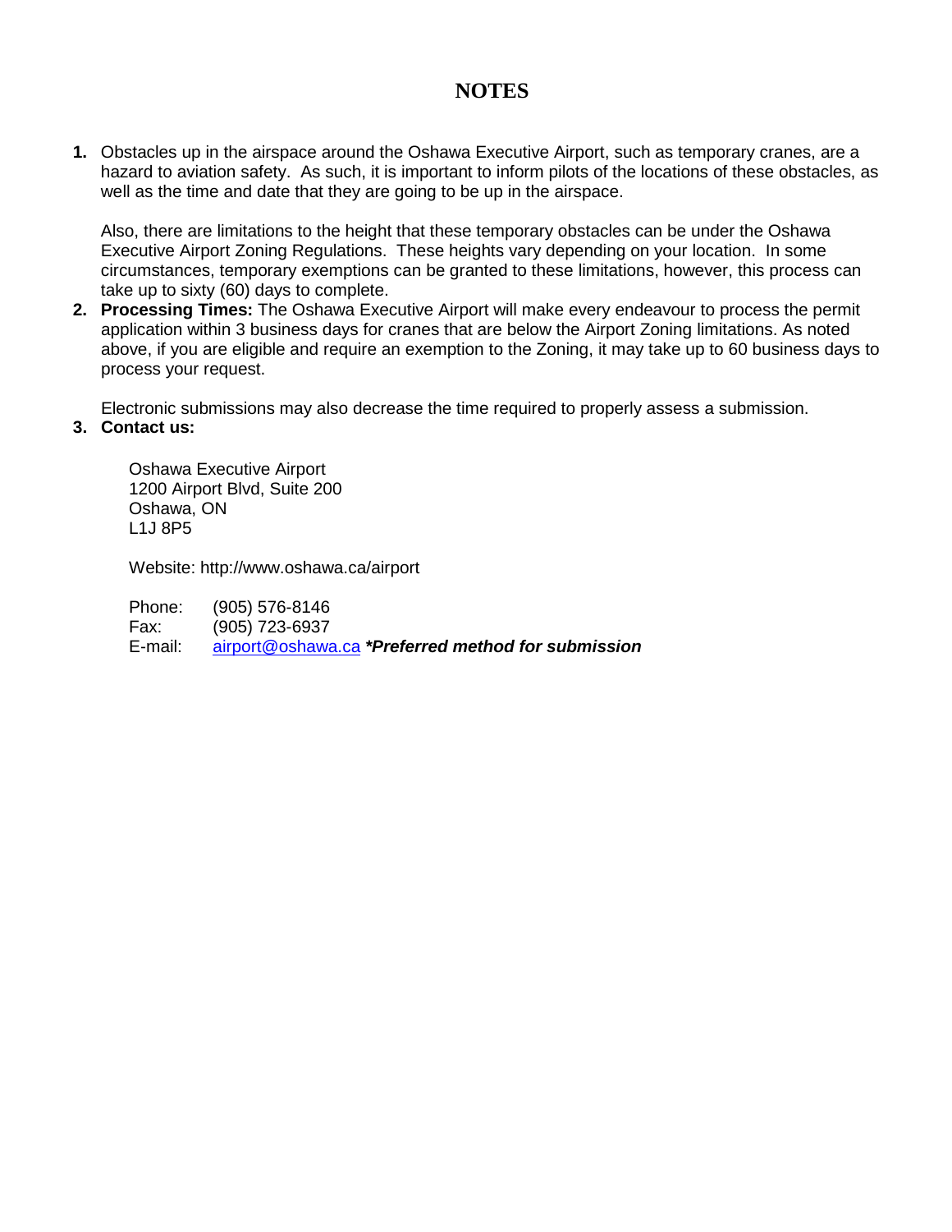# NOTES

1. Obstacles up in the airspace around the Oshawa Executive Airport, such as temporary cranes, are a hazard to aviation safety. As such, it is important to inform pilots of the locations of these obstacles, as well as the time and date that they are going to be up in the airspace.

   Also, there are limitations to the height that these temporary obstacles can be under the Oshawa Executive Airport Zoning Regulations. These heights vary depending on your location. In some circumstances, temporary exemptions can be granted to these limitations, however, this process can take up to sixty (60) days to complete.

2. **Processing Times:** The Oshawa Executive Airport will make every endeavour to process the permit application within 3 business days for cranes that are below the Airport Zoning limitations. As noted above, if you are eligible and require an exemption to the Zoning, it may take up to 60 business days to process your request.

   Electronic submissions may also decrease the time required to properly assess a submission.

3. **Contact us:**

   Oshawa Executive Airport
   1200 Airport Blvd, Suite 200
   Oshawa, ON
   L1J 8P5

   Website: http://www.oshawa.ca/airport

   Phone: (905) 576-8146
   Fax: (905) 723-6937
   E-mail: airport@oshawa.ca ***Preferred method for submission***